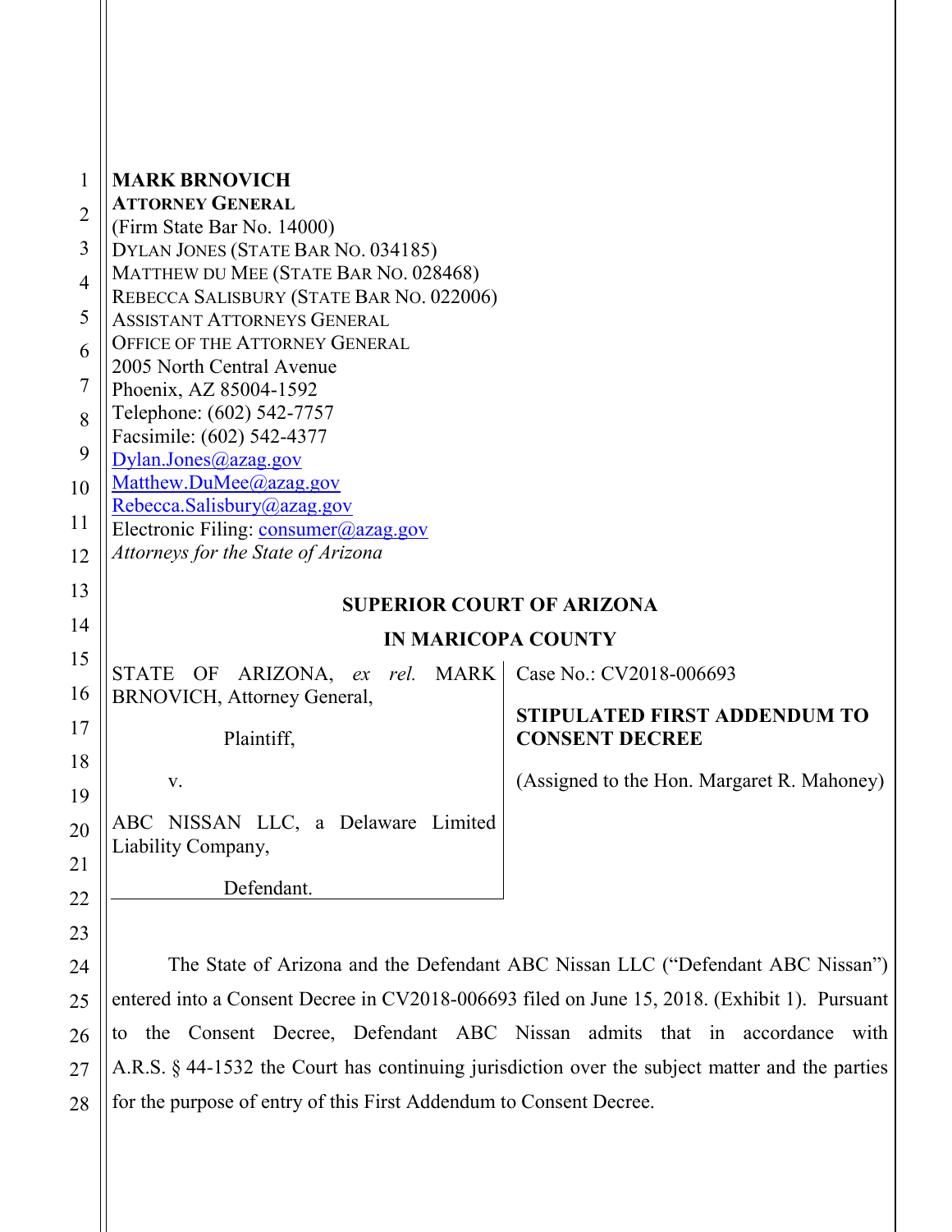**MARK BRNOVICH**
**ATTORNEY GENERAL**
(Firm State Bar No. 14000)
DYLAN JONES (STATE BAR NO. 034185)
MATTHEW DU MEE (STATE BAR NO. 028468)
REBECCA SALISBURY (STATE BAR NO. 022006)
ASSISTANT ATTORNEYS GENERAL
OFFICE OF THE ATTORNEY GENERAL
2005 North Central Avenue
Phoenix, AZ 85004-1592
Telephone: (602) 542-7757
Facsimile: (602) 542-4377
Dylan.Jones@azag.gov
Matthew.DuMee@azag.gov
Rebecca.Salisbury@azag.gov
Electronic Filing: consumer@azag.gov
*Attorneys for the State of Arizona*

**SUPERIOR COURT OF ARIZONA**

**IN MARICOPA COUNTY**

STATE OF ARIZONA, *ex rel.* MARK BRNOVICH, Attorney General,

Plaintiff,

v.

ABC NISSAN LLC, a Delaware Limited Liability Company,

Defendant.

Case No.: CV2018-006693

**STIPULATED FIRST ADDENDUM TO CONSENT DECREE**

(Assigned to the Hon. Margaret R. Mahoney)

The State of Arizona and the Defendant ABC Nissan LLC ("Defendant ABC Nissan") entered into a Consent Decree in CV2018-006693 filed on June 15, 2018. (Exhibit 1). Pursuant to the Consent Decree, Defendant ABC Nissan admits that in accordance with A.R.S. § 44-1532 the Court has continuing jurisdiction over the subject matter and the parties for the purpose of entry of this First Addendum to Consent Decree.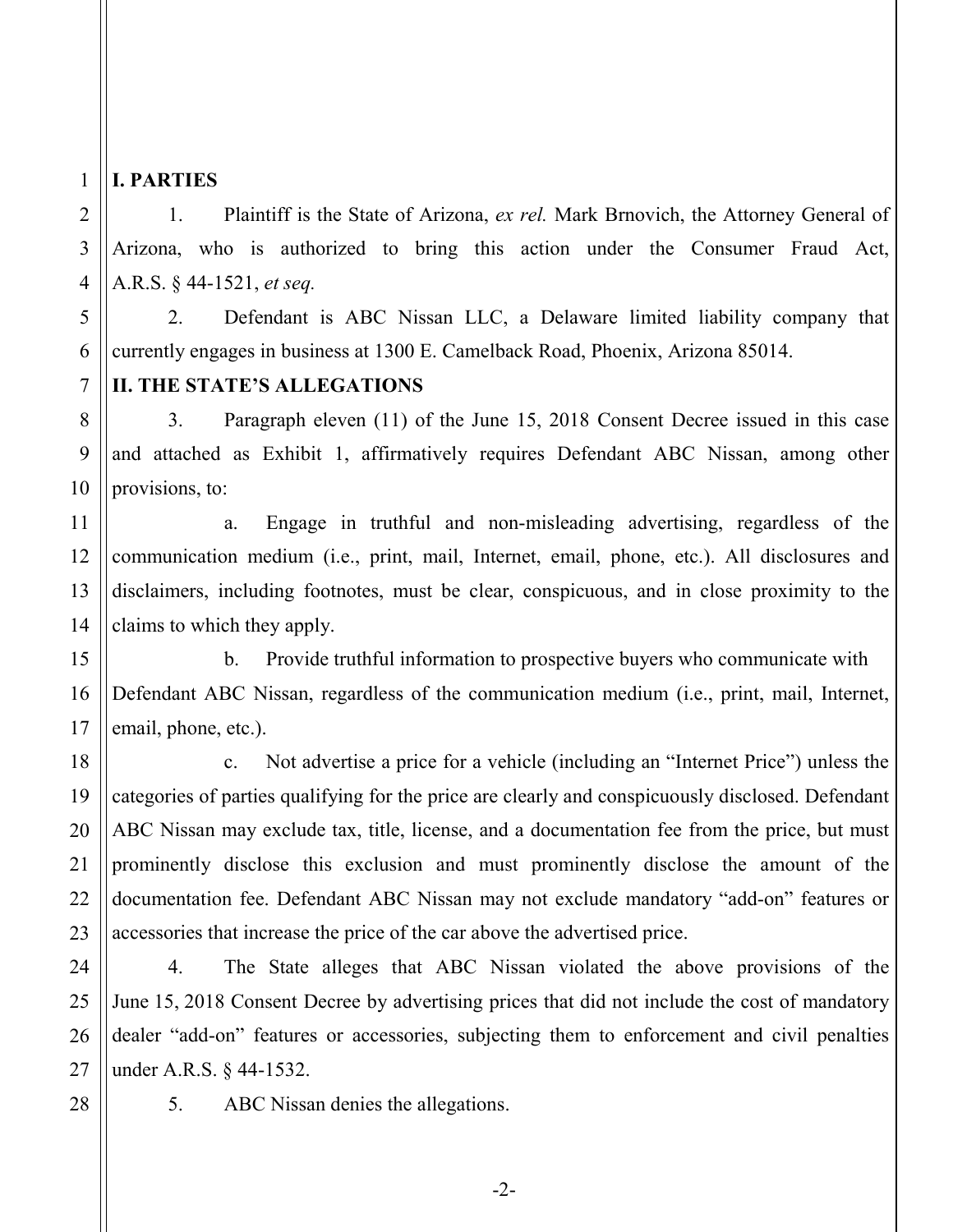## I. PARTIES

1. Plaintiff is the State of Arizona, *ex rel.* Mark Brnovich, the Attorney General of Arizona, who is authorized to bring this action under the Consumer Fraud Act, A.R.S. § 44-1521, *et seq.*

2. Defendant is ABC Nissan LLC, a Delaware limited liability company that currently engages in business at 1300 E. Camelback Road, Phoenix, Arizona 85014.

## II. THE STATE'S ALLEGATIONS

3. Paragraph eleven (11) of the June 15, 2018 Consent Decree issued in this case and attached as Exhibit 1, affirmatively requires Defendant ABC Nissan, among other provisions, to:

   a. Engage in truthful and non-misleading advertising, regardless of the communication medium (i.e., print, mail, Internet, email, phone, etc.). All disclosures and disclaimers, including footnotes, must be clear, conspicuous, and in close proximity to the claims to which they apply.

   b. Provide truthful information to prospective buyers who communicate with Defendant ABC Nissan, regardless of the communication medium (i.e., print, mail, Internet, email, phone, etc.).

   c. Not advertise a price for a vehicle (including an "Internet Price") unless the categories of parties qualifying for the price are clearly and conspicuously disclosed. Defendant ABC Nissan may exclude tax, title, license, and a documentation fee from the price, but must prominently disclose this exclusion and must prominently disclose the amount of the documentation fee. Defendant ABC Nissan may not exclude mandatory "add-on" features or accessories that increase the price of the car above the advertised price.

4. The State alleges that ABC Nissan violated the above provisions of the June 15, 2018 Consent Decree by advertising prices that did not include the cost of mandatory dealer "add-on" features or accessories, subjecting them to enforcement and civil penalties under A.R.S. § 44-1532.

5. ABC Nissan denies the allegations.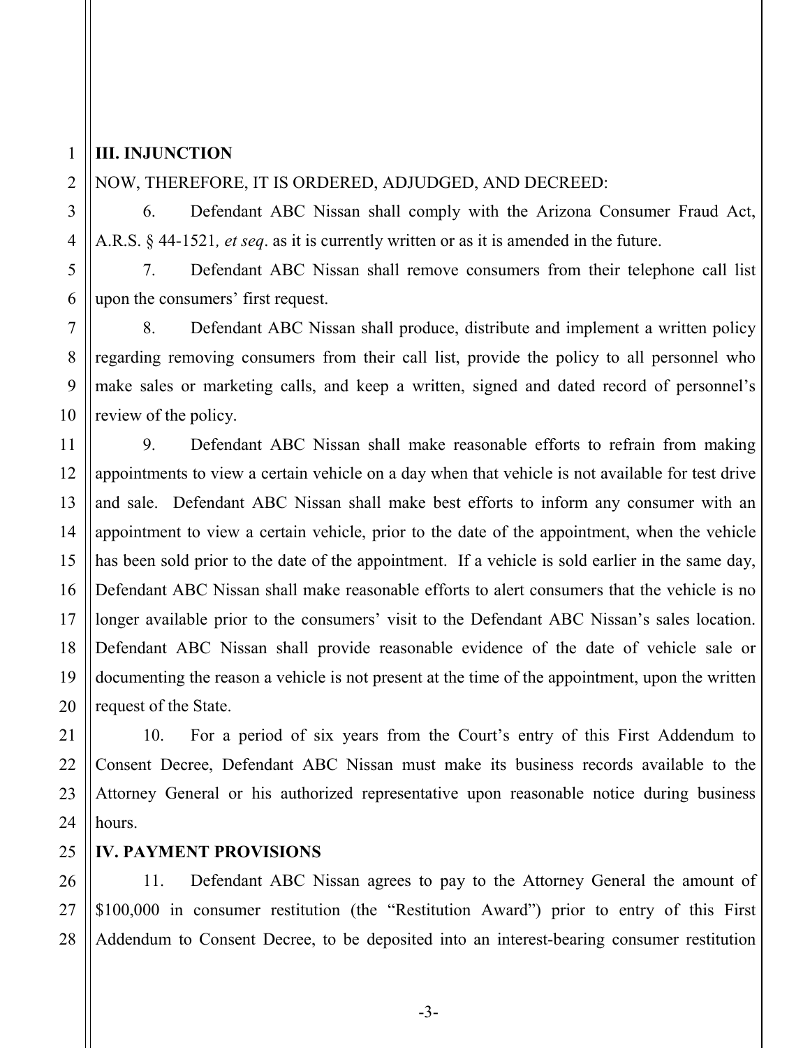## III. INJUNCTION

NOW, THEREFORE, IT IS ORDERED, ADJUDGED, AND DECREED:

6. Defendant ABC Nissan shall comply with the Arizona Consumer Fraud Act, A.R.S. § 44-1521*, et seq*. as it is currently written or as it is amended in the future.

7. Defendant ABC Nissan shall remove consumers from their telephone call list upon the consumers' first request.

8. Defendant ABC Nissan shall produce, distribute and implement a written policy regarding removing consumers from their call list, provide the policy to all personnel who make sales or marketing calls, and keep a written, signed and dated record of personnel's review of the policy.

9. Defendant ABC Nissan shall make reasonable efforts to refrain from making appointments to view a certain vehicle on a day when that vehicle is not available for test drive and sale. Defendant ABC Nissan shall make best efforts to inform any consumer with an appointment to view a certain vehicle, prior to the date of the appointment, when the vehicle has been sold prior to the date of the appointment. If a vehicle is sold earlier in the same day, Defendant ABC Nissan shall make reasonable efforts to alert consumers that the vehicle is no longer available prior to the consumers' visit to the Defendant ABC Nissan's sales location. Defendant ABC Nissan shall provide reasonable evidence of the date of vehicle sale or documenting the reason a vehicle is not present at the time of the appointment, upon the written request of the State.

10. For a period of six years from the Court's entry of this First Addendum to Consent Decree, Defendant ABC Nissan must make its business records available to the Attorney General or his authorized representative upon reasonable notice during business hours.

## IV. PAYMENT PROVISIONS

11. Defendant ABC Nissan agrees to pay to the Attorney General the amount of $100,000 in consumer restitution (the "Restitution Award") prior to entry of this First Addendum to Consent Decree, to be deposited into an interest-bearing consumer restitution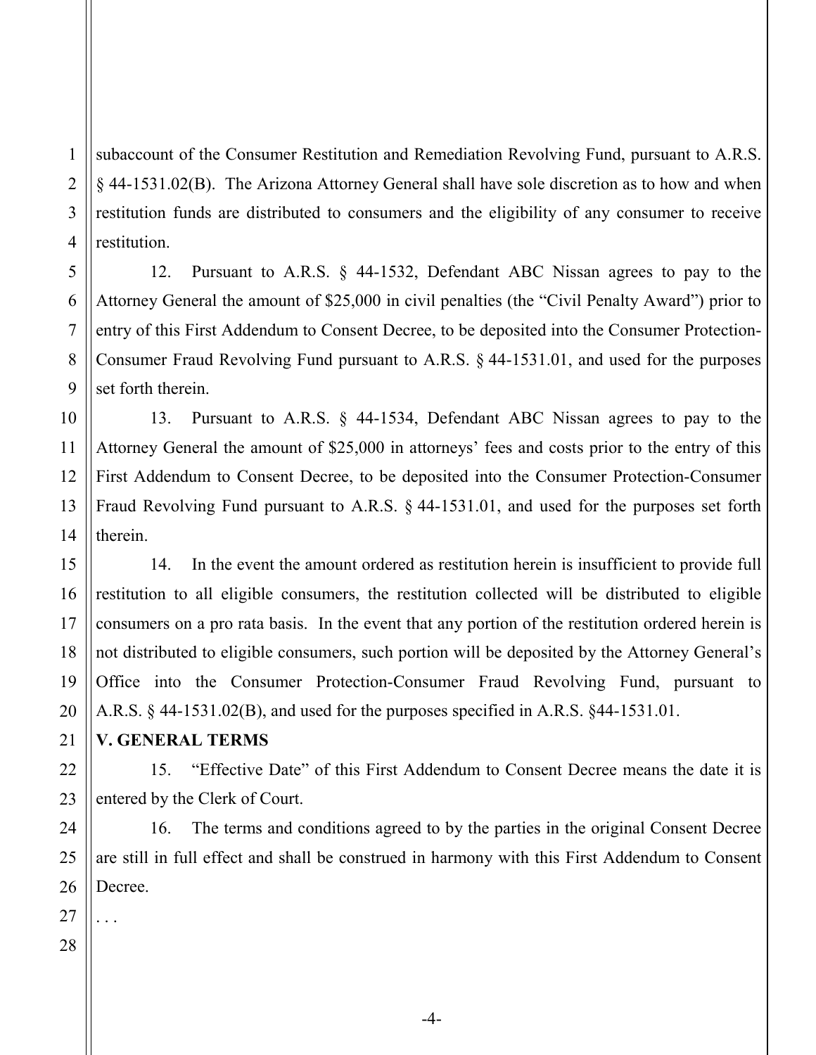subaccount of the Consumer Restitution and Remediation Revolving Fund, pursuant to A.R.S. § 44-1531.02(B). The Arizona Attorney General shall have sole discretion as to how and when restitution funds are distributed to consumers and the eligibility of any consumer to receive restitution.

12. Pursuant to A.R.S. § 44-1532, Defendant ABC Nissan agrees to pay to the Attorney General the amount of $25,000 in civil penalties (the "Civil Penalty Award") prior to entry of this First Addendum to Consent Decree, to be deposited into the Consumer Protection-Consumer Fraud Revolving Fund pursuant to A.R.S. § 44-1531.01, and used for the purposes set forth therein.

13. Pursuant to A.R.S. § 44-1534, Defendant ABC Nissan agrees to pay to the Attorney General the amount of $25,000 in attorneys' fees and costs prior to the entry of this First Addendum to Consent Decree, to be deposited into the Consumer Protection-Consumer Fraud Revolving Fund pursuant to A.R.S. § 44-1531.01, and used for the purposes set forth therein.

14. In the event the amount ordered as restitution herein is insufficient to provide full restitution to all eligible consumers, the restitution collected will be distributed to eligible consumers on a pro rata basis. In the event that any portion of the restitution ordered herein is not distributed to eligible consumers, such portion will be deposited by the Attorney General's Office into the Consumer Protection-Consumer Fraud Revolving Fund, pursuant to A.R.S. § 44-1531.02(B), and used for the purposes specified in A.R.S. §44-1531.01.

**V. GENERAL TERMS**

15. "Effective Date" of this First Addendum to Consent Decree means the date it is entered by the Clerk of Court.

16. The terms and conditions agreed to by the parties in the original Consent Decree are still in full effect and shall be construed in harmony with this First Addendum to Consent Decree.

. . .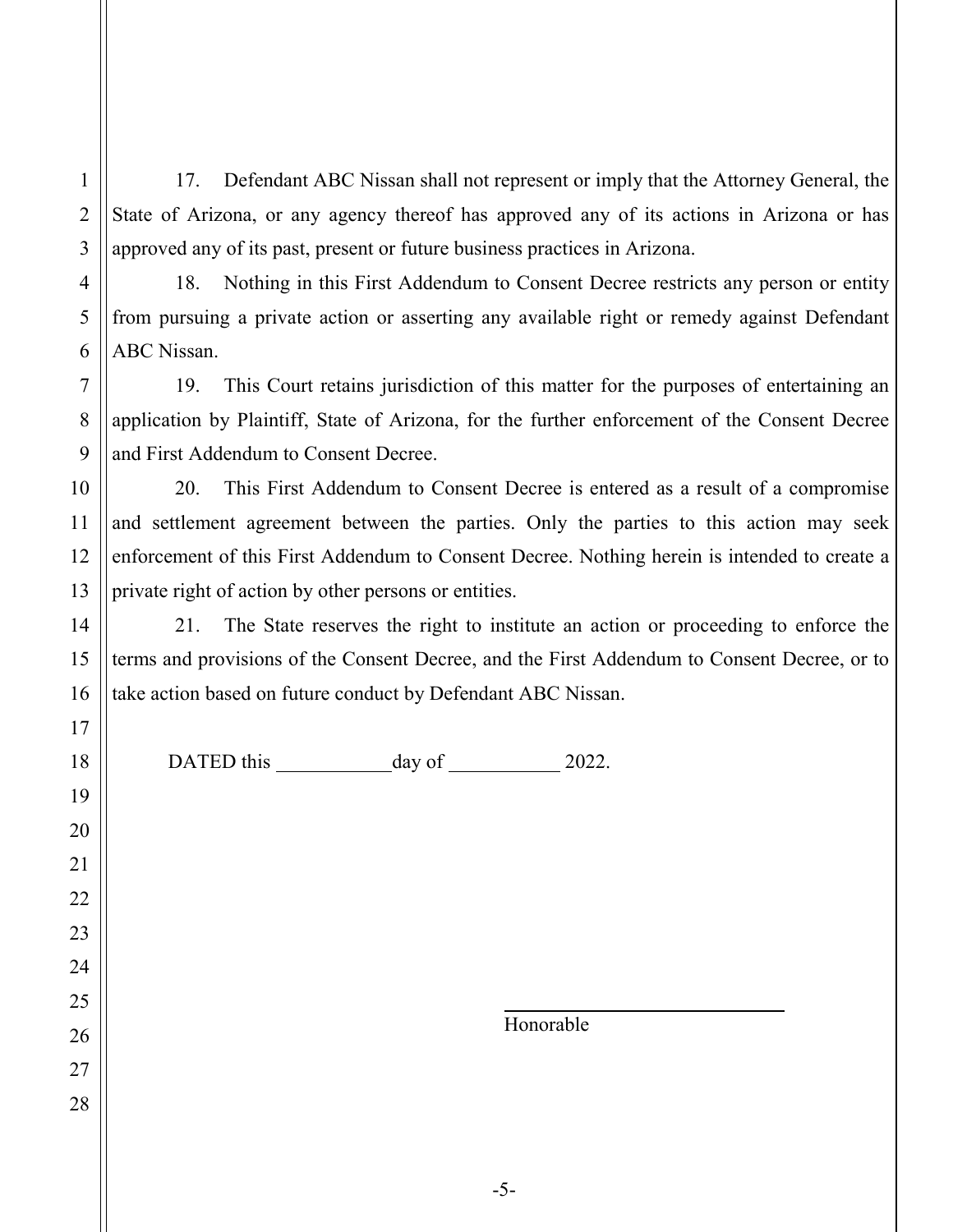17. Defendant ABC Nissan shall not represent or imply that the Attorney General, the State of Arizona, or any agency thereof has approved any of its actions in Arizona or has approved any of its past, present or future business practices in Arizona.

18. Nothing in this First Addendum to Consent Decree restricts any person or entity from pursuing a private action or asserting any available right or remedy against Defendant ABC Nissan.

19. This Court retains jurisdiction of this matter for the purposes of entertaining an application by Plaintiff, State of Arizona, for the further enforcement of the Consent Decree and First Addendum to Consent Decree.

20. This First Addendum to Consent Decree is entered as a result of a compromise and settlement agreement between the parties. Only the parties to this action may seek enforcement of this First Addendum to Consent Decree. Nothing herein is intended to create a private right of action by other persons or entities.

21. The State reserves the right to institute an action or proceeding to enforce the terms and provisions of the Consent Decree, and the First Addendum to Consent Decree, or to take action based on future conduct by Defendant ABC Nissan.

DATED this ____________day of ___________ 2022.

_____________________________
Honorable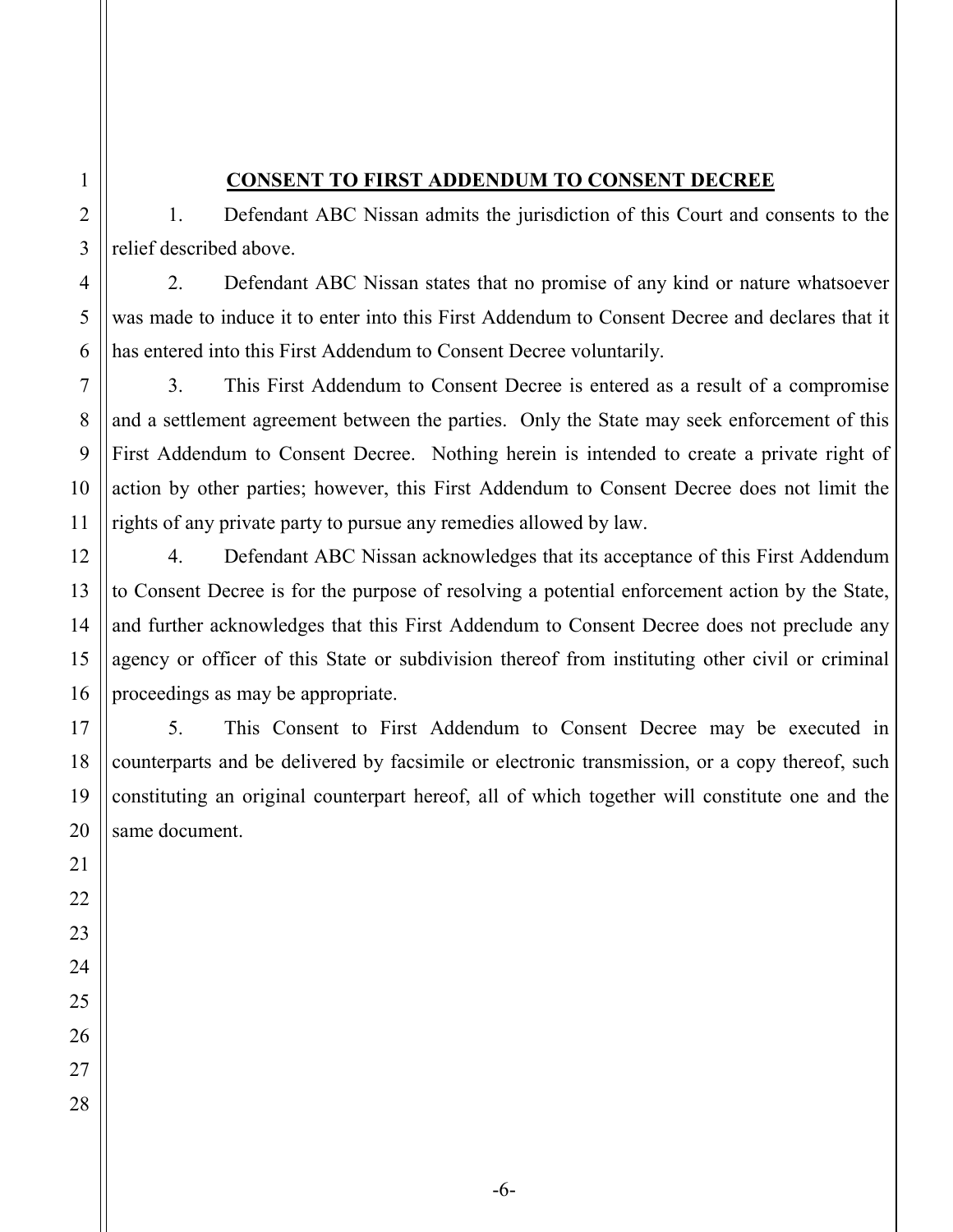**CONSENT TO FIRST ADDENDUM TO CONSENT DECREE**

1. Defendant ABC Nissan admits the jurisdiction of this Court and consents to the relief described above.

2. Defendant ABC Nissan states that no promise of any kind or nature whatsoever was made to induce it to enter into this First Addendum to Consent Decree and declares that it has entered into this First Addendum to Consent Decree voluntarily.

3. This First Addendum to Consent Decree is entered as a result of a compromise and a settlement agreement between the parties. Only the State may seek enforcement of this First Addendum to Consent Decree. Nothing herein is intended to create a private right of action by other parties; however, this First Addendum to Consent Decree does not limit the rights of any private party to pursue any remedies allowed by law.

4. Defendant ABC Nissan acknowledges that its acceptance of this First Addendum to Consent Decree is for the purpose of resolving a potential enforcement action by the State, and further acknowledges that this First Addendum to Consent Decree does not preclude any agency or officer of this State or subdivision thereof from instituting other civil or criminal proceedings as may be appropriate.

5. This Consent to First Addendum to Consent Decree may be executed in counterparts and be delivered by facsimile or electronic transmission, or a copy thereof, such constituting an original counterpart hereof, all of which together will constitute one and the same document.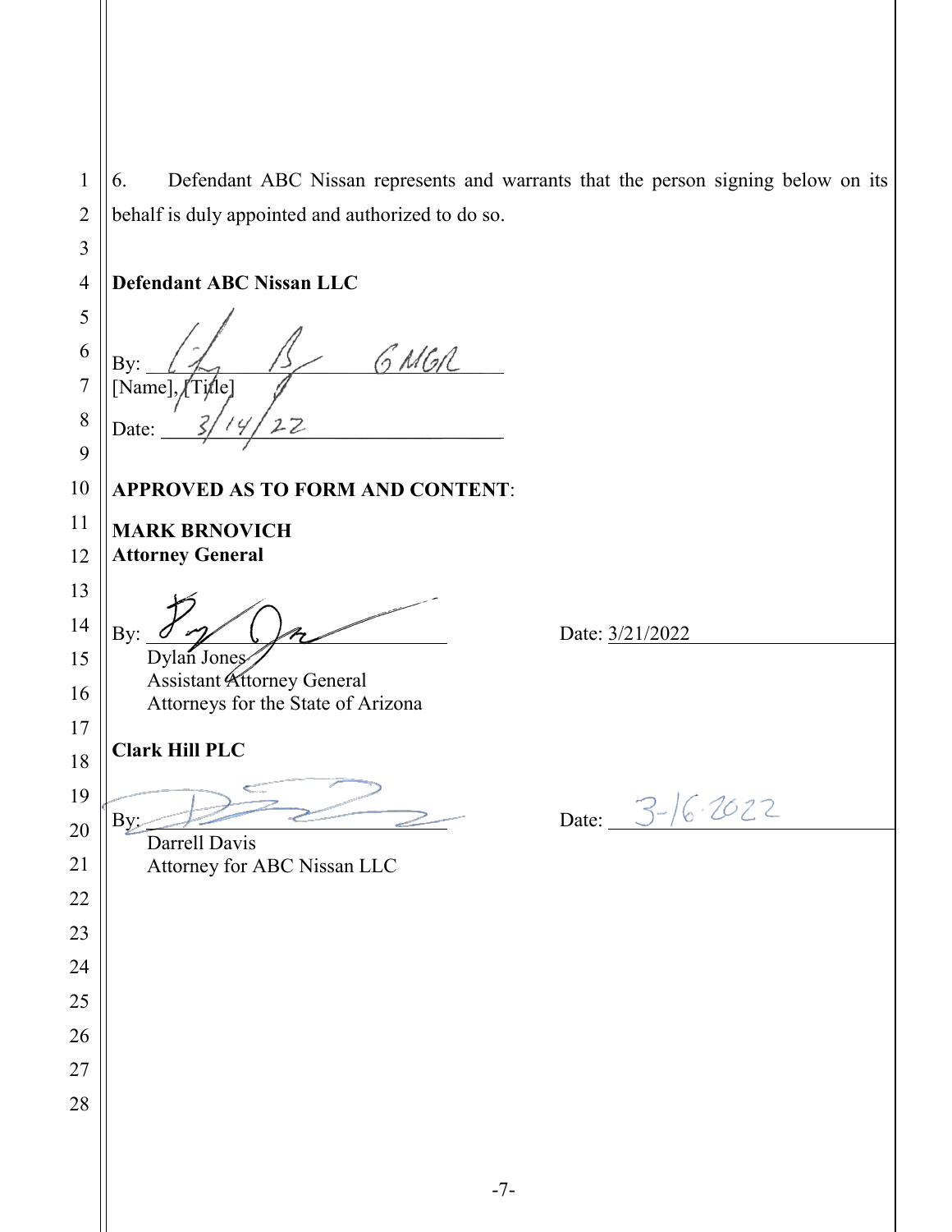6. Defendant ABC Nissan represents and warrants that the person signing below on its behalf is duly appointed and authorized to do so.

**Defendant ABC Nissan LLC**

By: _______________ GMGR
[Name], [Title]

Date: 3/14/22

**APPROVED AS TO FORM AND CONTENT**:

**MARK BRNOVICH**
**Attorney General**

By: _______________ Date: 3/21/2022
Dylan Jones
Assistant Attorney General
Attorneys for the State of Arizona

**Clark Hill PLC**

By: _______________ Date: 3-16-2022
Darrell Davis
Attorney for ABC Nissan LLC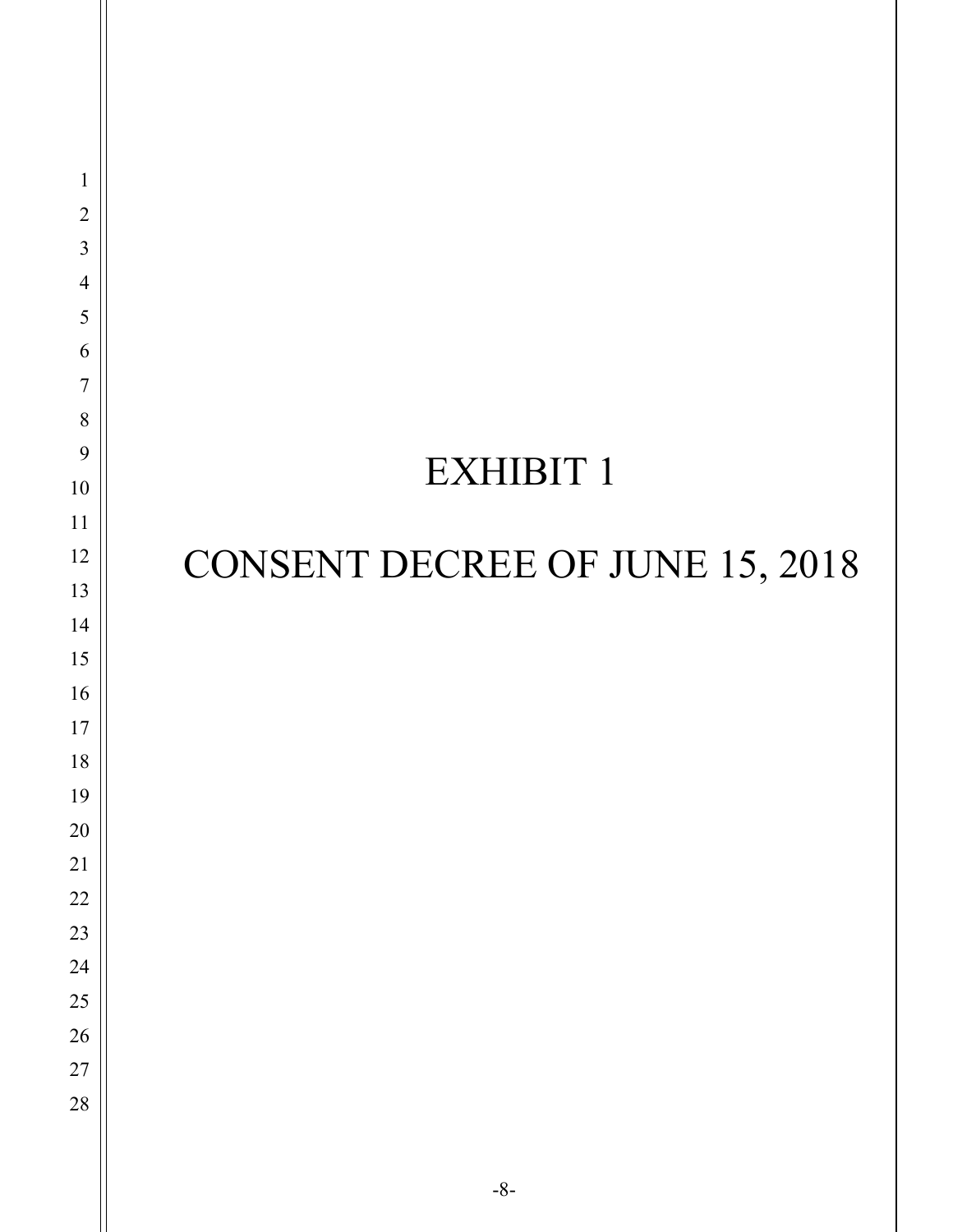# EXHIBIT 1

# CONSENT DECREE OF JUNE 15, 2018